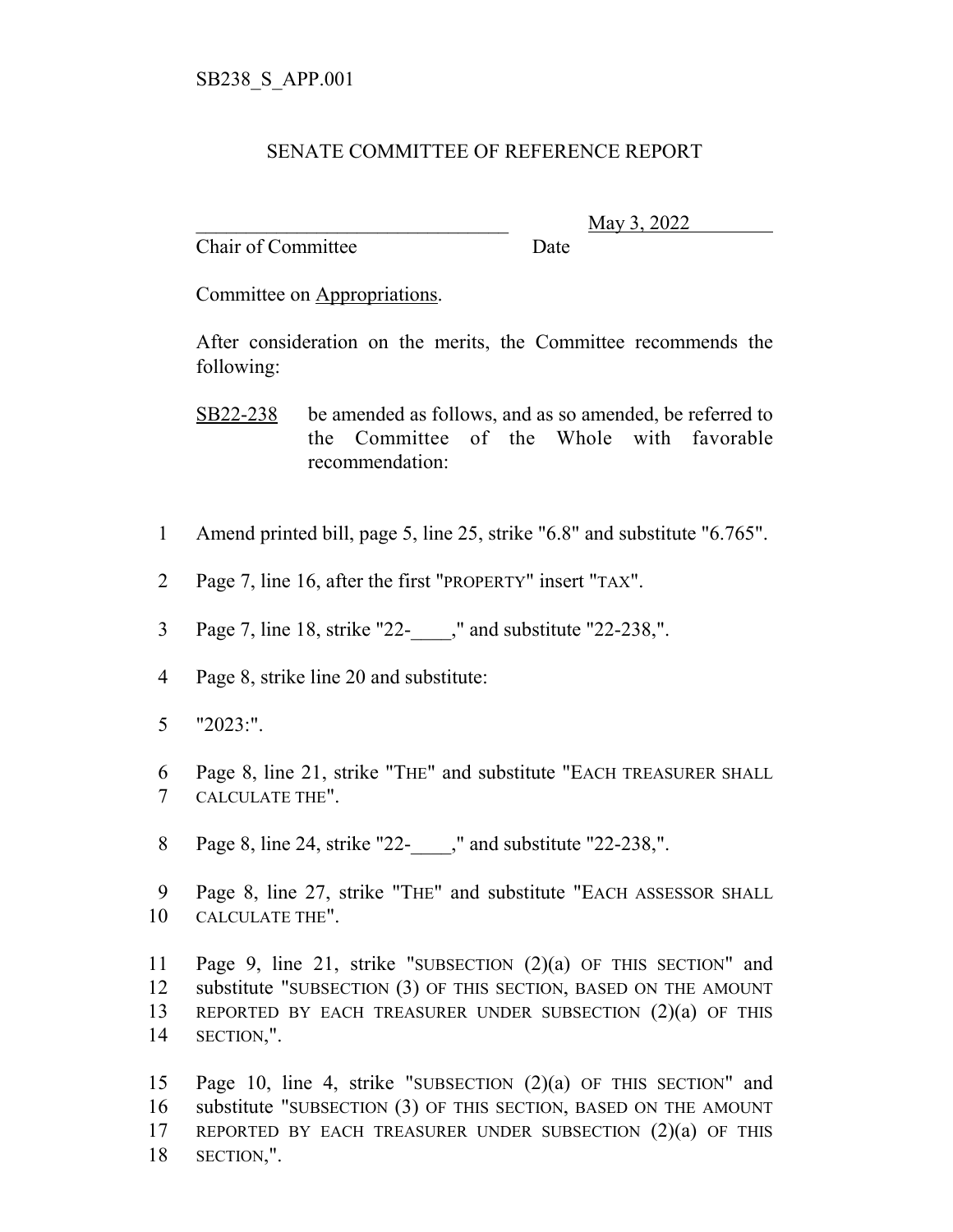SB238_S_APP.001

SENATE COMMITTEE OF REFERENCE REPORT

_______________________________ May 3, 2022
Chair of Committee Date

Committee on Appropriations.

After consideration on the merits, the Committee recommends the following:

SB22-238 be amended as follows, and as so amended, be referred to the Committee of the Whole with favorable recommendation:

1 Amend printed bill, page 5, line 25, strike "6.8" and substitute "6.765".

2 Page 7, line 16, after the first "PROPERTY" insert "TAX".

3 Page 7, line 18, strike "22-____," and substitute "22-238,".

4 Page 8, strike line 20 and substitute:

5 "2023:".

6 Page 8, line 21, strike "THE" and substitute "EACH TREASURER SHALL
7 CALCULATE THE".

8 Page 8, line 24, strike "22-____," and substitute "22-238,".

9 Page 8, line 27, strike "THE" and substitute "EACH ASSESSOR SHALL
10 CALCULATE THE".

11 Page 9, line 21, strike "SUBSECTION (2)(a) OF THIS SECTION" and
12 substitute "SUBSECTION (3) OF THIS SECTION, BASED ON THE AMOUNT
13 REPORTED BY EACH TREASURER UNDER SUBSECTION (2)(a) OF THIS
14 SECTION,".

15 Page 10, line 4, strike "SUBSECTION (2)(a) OF THIS SECTION" and
16 substitute "SUBSECTION (3) OF THIS SECTION, BASED ON THE AMOUNT
17 REPORTED BY EACH TREASURER UNDER SUBSECTION (2)(a) OF THIS
18 SECTION,".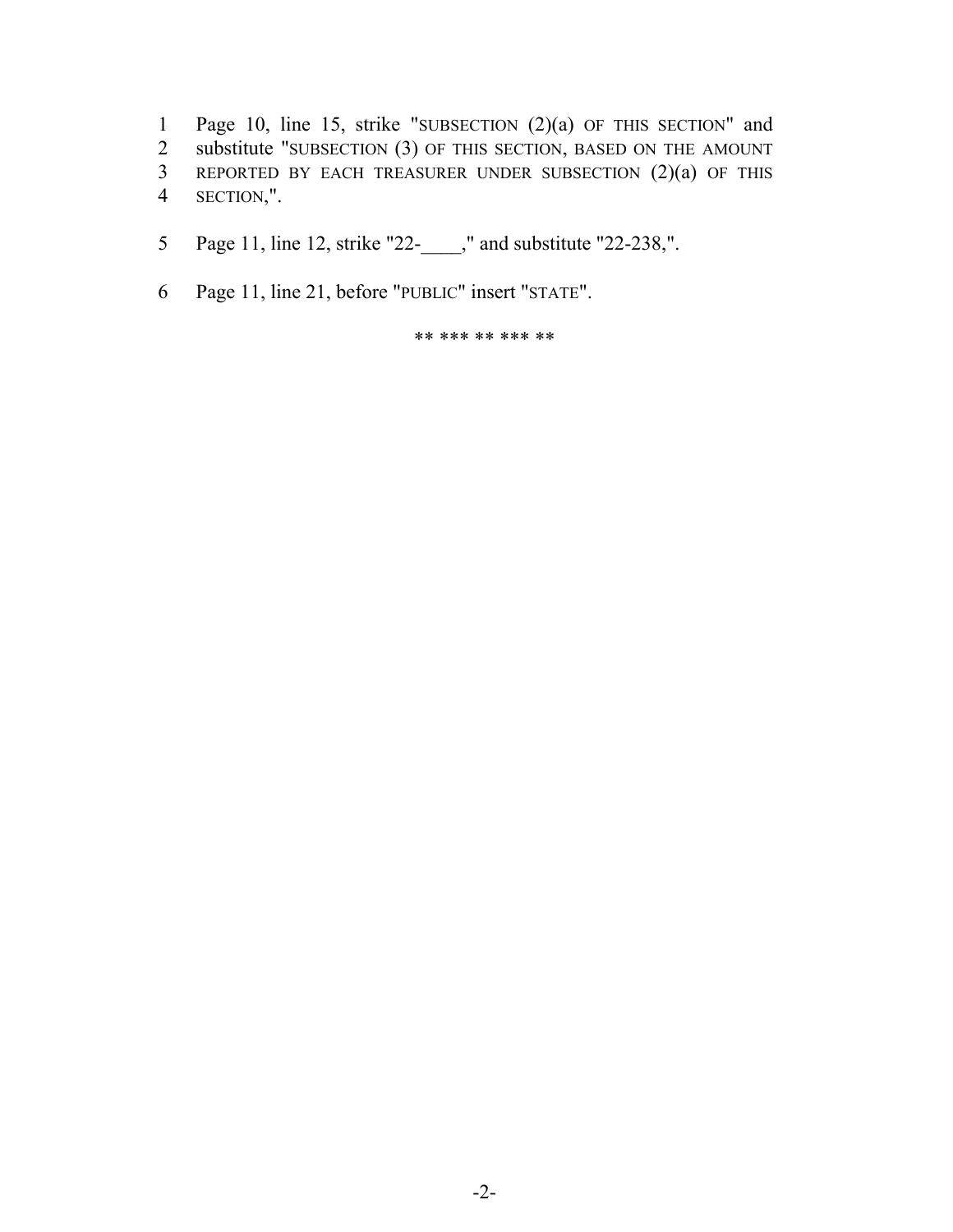1 Page 10, line 15, strike "SUBSECTION (2)(a) OF THIS SECTION" and
2 substitute "SUBSECTION (3) OF THIS SECTION, BASED ON THE AMOUNT
3 REPORTED BY EACH TREASURER UNDER SUBSECTION (2)(a) OF THIS
4 SECTION,".

5 Page 11, line 12, strike "22-____," and substitute "22-238,".

6 Page 11, line 21, before "PUBLIC" insert "STATE".

** *** ** *** **